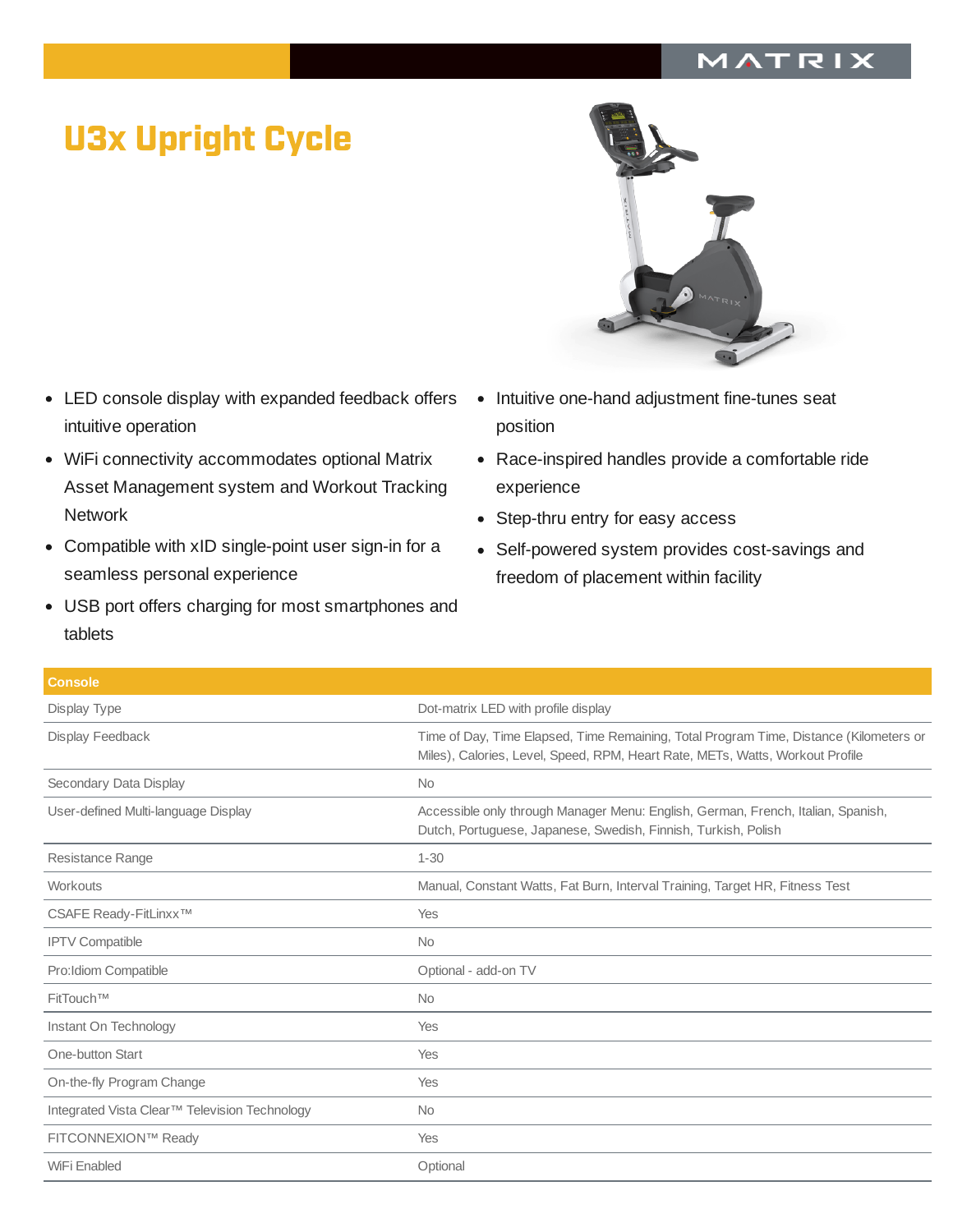# U3x Upright Cycle

- LED console display with expanded feedback offers intuitive operation
- WiFi connectivity accommodates optional Matrix Asset Management system and Workout Tracking Network
- Compatible with xID single-point user sign-in for a seamless personal experience
- USB port offers charging for most smartphones and tablets
- Intuitive one-hand adjustment fine-tunes seat position
- Race-inspired handles provide a comfortable ride experience
- Step-thru entry for easy access
- Self-powered system provides cost-savings and freedom of placement within facility

| Console | |
|---|---|
| Display Type | Dot-matrix LED with profile display |
| Display Feedback | Time of Day, Time Elapsed, Time Remaining, Total Program Time, Distance (Kilometers or Miles), Calories, Level, Speed, RPM, Heart Rate, METs, Watts, Workout Profile |
| Secondary Data Display | No |
| User-defined Multi-language Display | Accessible only through Manager Menu: English, German, French, Italian, Spanish, Dutch, Portuguese, Japanese, Swedish, Finnish, Turkish, Polish |
| Resistance Range | 1-30 |
| Workouts | Manual, Constant Watts, Fat Burn, Interval Training, Target HR, Fitness Test |
| CSAFE Ready-FitLinxx™ | Yes |
| IPTV Compatible | No |
| Pro:Idiom Compatible | Optional - add-on TV |
| FitTouch™ | No |
| Instant On Technology | Yes |
| One-button Start | Yes |
| On-the-fly Program Change | Yes |
| Integrated Vista Clear™ Television Technology | No |
| FITCONNEXION™ Ready | Yes |
| WiFi Enabled | Optional |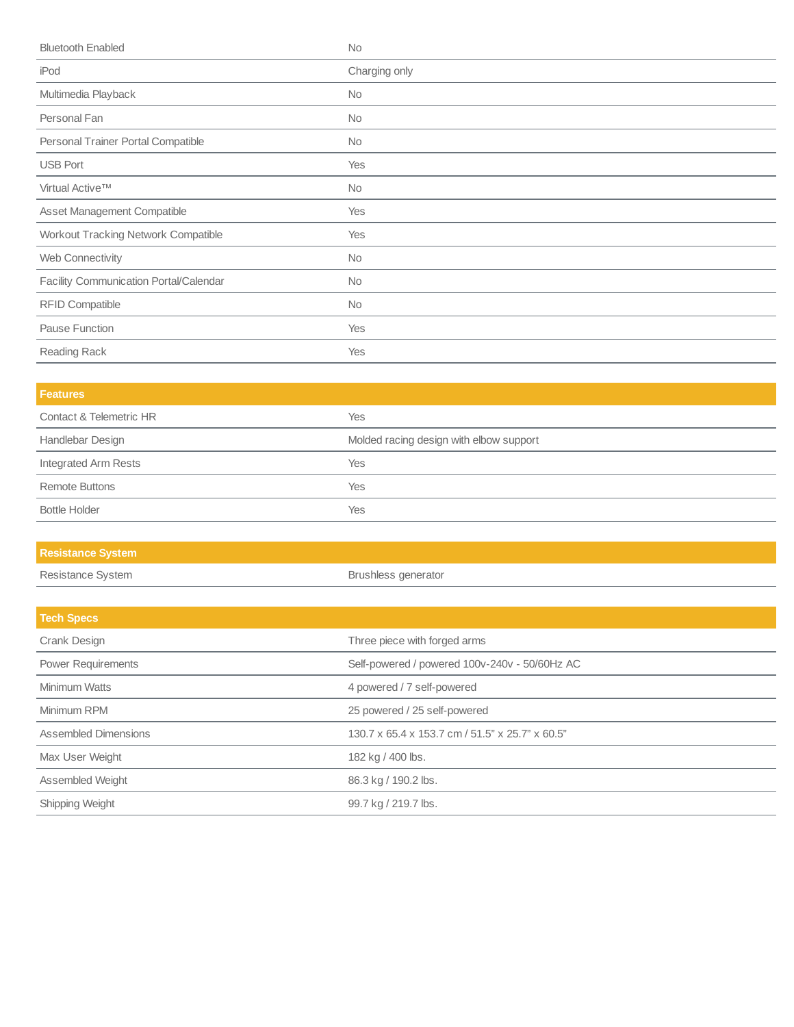| | |
|---|---|
| Bluetooth Enabled | No |
| iPod | Charging only |
| Multimedia Playback | No |
| Personal Fan | No |
| Personal Trainer Portal Compatible | No |
| USB Port | Yes |
| Virtual Active™ | No |
| Asset Management Compatible | Yes |
| Workout Tracking Network Compatible | Yes |
| Web Connectivity | No |
| Facility Communication Portal/Calendar | No |
| RFID Compatible | No |
| Pause Function | Yes |
| Reading Rack | Yes |

| **Features** | |
|---|---|
| Contact & Telemetric HR | Yes |
| Handlebar Design | Molded racing design with elbow support |
| Integrated Arm Rests | Yes |
| Remote Buttons | Yes |
| Bottle Holder | Yes |

| **Resistance System** | |
|---|---|
| Resistance System | Brushless generator |

| **Tech Specs** | |
|---|---|
| Crank Design | Three piece with forged arms |
| Power Requirements | Self-powered / powered 100v-240v - 50/60Hz AC |
| Minimum Watts | 4 powered / 7 self-powered |
| Minimum RPM | 25 powered / 25 self-powered |
| Assembled Dimensions | 130.7 x 65.4 x 153.7 cm / 51.5” x 25.7” x 60.5” |
| Max User Weight | 182 kg / 400 lbs. |
| Assembled Weight | 86.3 kg / 190.2 lbs. |
| Shipping Weight | 99.7 kg / 219.7 lbs. |